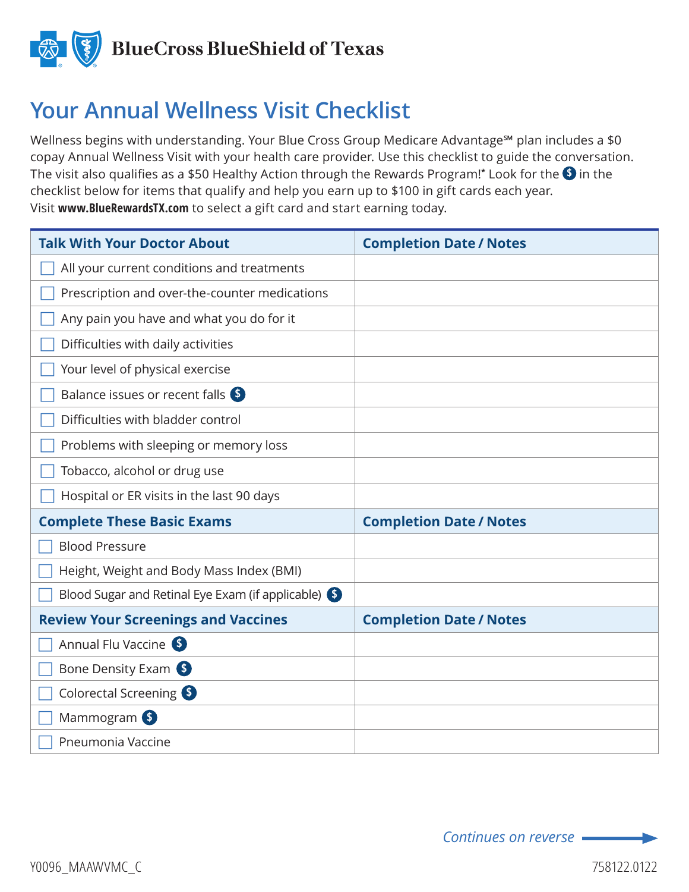BlueCross BlueShield of Texas

# Your Annual Wellness Visit Checklist

Wellness begins with understanding. Your Blue Cross Group Medicare Advantage℠ plan includes a $0 copay Annual Wellness Visit with your health care provider. Use this checklist to guide the conversation. The visit also qualifies as a $50 Healthy Action through the Rewards Program!* Look for the $ in the checklist below for items that qualify and help you earn up to $100 in gift cards each year. Visit **www.BlueRewardsTX.com** to select a gift card and start earning today.

| Talk With Your Doctor About | Completion Date / Notes |
|---|---|
| ☐ All your current conditions and treatments | |
| ☐ Prescription and over-the-counter medications | |
| ☐ Any pain you have and what you do for it | |
| ☐ Difficulties with daily activities | |
| ☐ Your level of physical exercise | |
| ☐ Balance issues or recent falls $ | |
| ☐ Difficulties with bladder control | |
| ☐ Problems with sleeping or memory loss | |
| ☐ Tobacco, alcohol or drug use | |
| ☐ Hospital or ER visits in the last 90 days | |
| **Complete These Basic Exams** | **Completion Date / Notes** |
| ☐ Blood Pressure | |
| ☐ Height, Weight and Body Mass Index (BMI) | |
| ☐ Blood Sugar and Retinal Eye Exam (if applicable) $ | |
| **Review Your Screenings and Vaccines** | **Completion Date / Notes** |
| ☐ Annual Flu Vaccine $ | |
| ☐ Bone Density Exam $ | |
| ☐ Colorectal Screening $ | |
| ☐ Mammogram $ | |
| ☐ Pneumonia Vaccine | |

*Continues on reverse* →

Y0096_MAAWVMC_C

758122.0122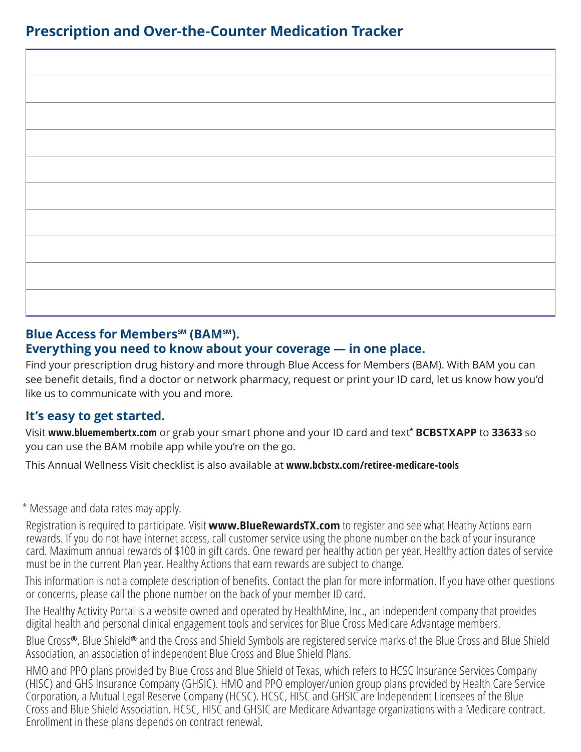## Prescription and Over-the-Counter Medication Tracker

| |
|---|
| |
| |
| |
| |
| |
| |
| |
| |
| |
| |

### Blue Access for Members℠ (BAM℠).
### Everything you need to know about your coverage — in one place.

Find your prescription drug history and more through Blue Access for Members (BAM). With BAM you can see benefit details, find a doctor or network pharmacy, request or print your ID card, let us know how you'd like us to communicate with you and more.

### It's easy to get started.

Visit **www.bluemembertx.com** or grab your smart phone and your ID card and text* **BCBSTXAPP** to **33633** so you can use the BAM mobile app while you're on the go.

This Annual Wellness Visit checklist is also available at **www.bcbstx.com/retiree-medicare-tools**

* Message and data rates may apply.

Registration is required to participate. Visit **www.BlueRewardsTX.com** to register and see what Heathy Actions earn rewards. If you do not have internet access, call customer service using the phone number on the back of your insurance card. Maximum annual rewards of $100 in gift cards. One reward per healthy action per year. Healthy action dates of service must be in the current Plan year. Healthy Actions that earn rewards are subject to change.

This information is not a complete description of benefits. Contact the plan for more information. If you have other questions or concerns, please call the phone number on the back of your member ID card.

The Healthy Activity Portal is a website owned and operated by HealthMine, Inc., an independent company that provides digital health and personal clinical engagement tools and services for Blue Cross Medicare Advantage members.

Blue Cross®, Blue Shield® and the Cross and Shield Symbols are registered service marks of the Blue Cross and Blue Shield Association, an association of independent Blue Cross and Blue Shield Plans.

HMO and PPO plans provided by Blue Cross and Blue Shield of Texas, which refers to HCSC Insurance Services Company (HISC) and GHS Insurance Company (GHSIC). HMO and PPO employer/union group plans provided by Health Care Service Corporation, a Mutual Legal Reserve Company (HCSC). HCSC, HISC and GHSIC are Independent Licensees of the Blue Cross and Blue Shield Association. HCSC, HISC and GHSIC are Medicare Advantage organizations with a Medicare contract. Enrollment in these plans depends on contract renewal.